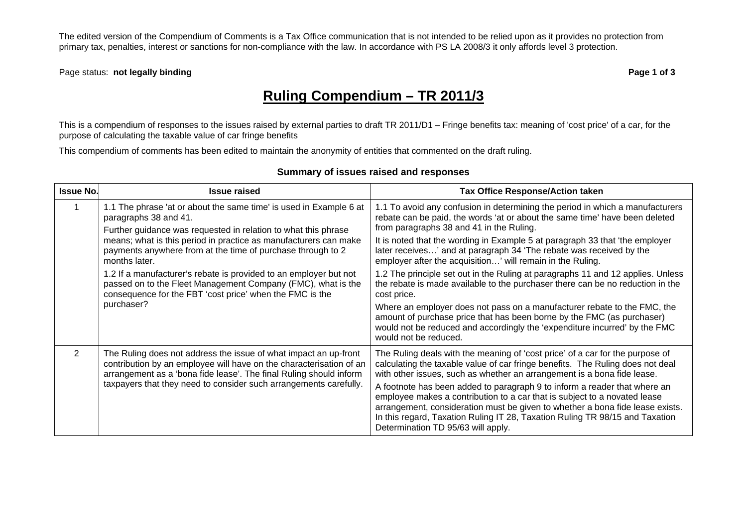The edited version of the Compendium of Comments is a Tax Office communication that is not intended to be relied upon as it provides no protection from primary tax, penalties, interest or sanctions for non-compliance with the law. In accordance with PS LA 2008/3 it only affords level 3 protection.

Page status: **not legally binding**

# Ruling Compendium – TR 2011/3

This is a compendium of responses to the issues raised by external parties to draft TR 2011/D1 – Fringe benefits tax: meaning of 'cost price' of a car, for the purpose of calculating the taxable value of car fringe benefits

This compendium of comments has been edited to maintain the anonymity of entities that commented on the draft ruling.

## Summary of issues raised and responses

| Issue No. | Issue raised | Tax Office Response/Action taken |
|---|---|---|
| 1 | 1.1 The phrase 'at or about the same time' is used in Example 6 at paragraphs 38 and 41.<br>Further guidance was requested in relation to what this phrase means; what is this period in practice as manufacturers can make payments anywhere from at the time of purchase through to 2 months later.<br>1.2 If a manufacturer's rebate is provided to an employer but not passed on to the Fleet Management Company (FMC), what is the consequence for the FBT 'cost price' when the FMC is the purchaser? | 1.1 To avoid any confusion in determining the period in which a manufacturers rebate can be paid, the words 'at or about the same time' have been deleted from paragraphs 38 and 41 in the Ruling.<br>It is noted that the wording in Example 5 at paragraph 33 that 'the employer later receives…' and at paragraph 34 'The rebate was received by the employer after the acquisition…' will remain in the Ruling.<br>1.2 The principle set out in the Ruling at paragraphs 11 and 12 applies. Unless the rebate is made available to the purchaser there can be no reduction in the cost price.<br>Where an employer does not pass on a manufacturer rebate to the FMC, the amount of purchase price that has been borne by the FMC (as purchaser) would not be reduced and accordingly the 'expenditure incurred' by the FMC would not be reduced. |
| 2 | The Ruling does not address the issue of what impact an up-front contribution by an employee will have on the characterisation of an arrangement as a 'bona fide lease'. The final Ruling should inform taxpayers that they need to consider such arrangements carefully. | The Ruling deals with the meaning of 'cost price' of a car for the purpose of calculating the taxable value of car fringe benefits. The Ruling does not deal with other issues, such as whether an arrangement is a bona fide lease.<br>A footnote has been added to paragraph 9 to inform a reader that where an employee makes a contribution to a car that is subject to a novated lease arrangement, consideration must be given to whether a bona fide lease exists. In this regard, Taxation Ruling IT 28, Taxation Ruling TR 98/15 and Taxation Determination TD 95/63 will apply. |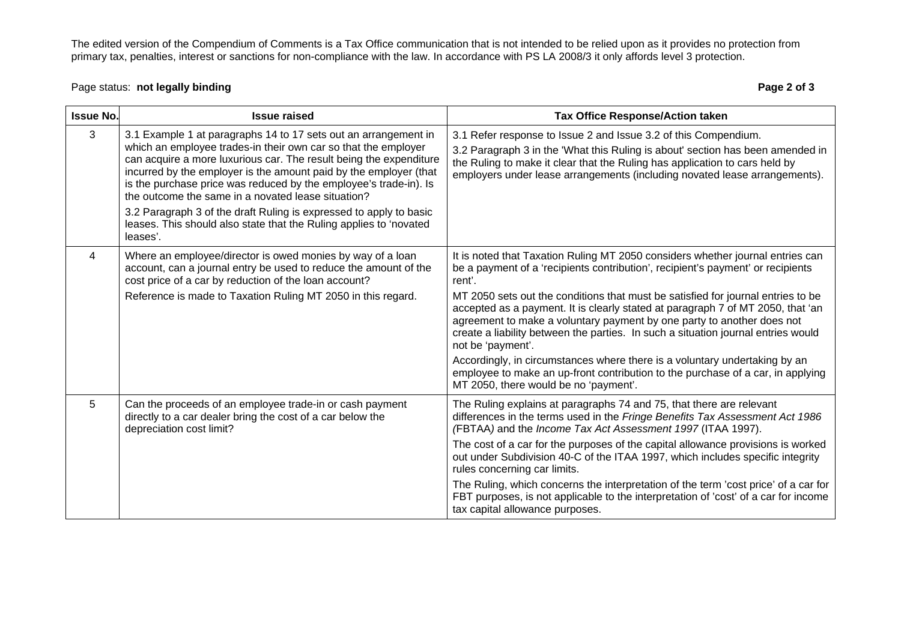The edited version of the Compendium of Comments is a Tax Office communication that is not intended to be relied upon as it provides no protection from primary tax, penalties, interest or sanctions for non-compliance with the law. In accordance with PS LA 2008/3 it only affords level 3 protection.

Page status: **not legally binding**

| Issue No. | Issue raised | Tax Office Response/Action taken |
|---|---|---|
| 3 | 3.1 Example 1 at paragraphs 14 to 17 sets out an arrangement in which an employee trades-in their own car so that the employer can acquire a more luxurious car. The result being the expenditure incurred by the employer is the amount paid by the employer (that is the purchase price was reduced by the employee's trade-in). Is the outcome the same in a novated lease situation?<br><br>3.2 Paragraph 3 of the draft Ruling is expressed to apply to basic leases. This should also state that the Ruling applies to 'novated leases'. | 3.1 Refer response to Issue 2 and Issue 3.2 of this Compendium.<br><br>3.2 Paragraph 3 in the 'What this Ruling is about' section has been amended in the Ruling to make it clear that the Ruling has application to cars held by employers under lease arrangements (including novated lease arrangements). |
| 4 | Where an employee/director is owed monies by way of a loan account, can a journal entry be used to reduce the amount of the cost price of a car by reduction of the loan account?<br><br>Reference is made to Taxation Ruling MT 2050 in this regard. | It is noted that Taxation Ruling MT 2050 considers whether journal entries can be a payment of a 'recipients contribution', recipient's payment' or recipients rent'.<br><br>MT 2050 sets out the conditions that must be satisfied for journal entries to be accepted as a payment. It is clearly stated at paragraph 7 of MT 2050, that 'an agreement to make a voluntary payment by one party to another does not create a liability between the parties. In such a situation journal entries would not be 'payment'.<br><br>Accordingly, in circumstances where there is a voluntary undertaking by an employee to make an up-front contribution to the purchase of a car, in applying MT 2050, there would be no 'payment'. |
| 5 | Can the proceeds of an employee trade-in or cash payment directly to a car dealer bring the cost of a car below the depreciation cost limit? | The Ruling explains at paragraphs 74 and 75, that there are relevant differences in the terms used in the *Fringe Benefits Tax Assessment Act 1986* (FBTAA) and the *Income Tax Act Assessment 1997* (ITAA 1997).<br><br>The cost of a car for the purposes of the capital allowance provisions is worked out under Subdivision 40-C of the ITAA 1997, which includes specific integrity rules concerning car limits.<br><br>The Ruling, which concerns the interpretation of the term 'cost price' of a car for FBT purposes, is not applicable to the interpretation of 'cost' of a car for income tax capital allowance purposes. |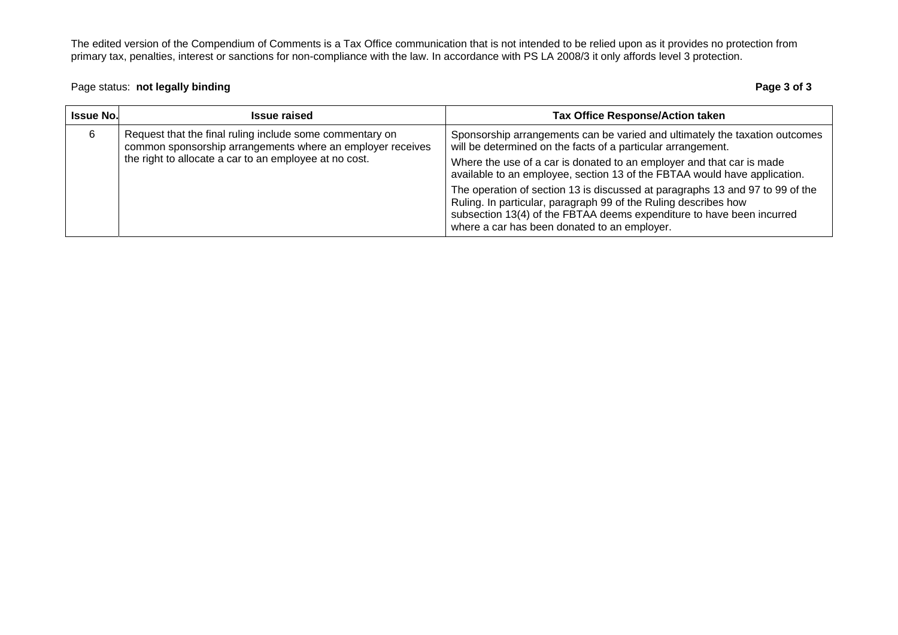The edited version of the Compendium of Comments is a Tax Office communication that is not intended to be relied upon as it provides no protection from primary tax, penalties, interest or sanctions for non-compliance with the law. In accordance with PS LA 2008/3 it only affords level 3 protection.

Page status: **not legally binding**

| Issue No. | Issue raised | Tax Office Response/Action taken |
|---|---|---|
| 6 | Request that the final ruling include some commentary on common sponsorship arrangements where an employer receives the right to allocate a car to an employee at no cost. | Sponsorship arrangements can be varied and ultimately the taxation outcomes will be determined on the facts of a particular arrangement.<br><br>Where the use of a car is donated to an employer and that car is made available to an employee, section 13 of the FBTAA would have application.<br><br>The operation of section 13 is discussed at paragraphs 13 and 97 to 99 of the Ruling. In particular, paragraph 99 of the Ruling describes how subsection 13(4) of the FBTAA deems expenditure to have been incurred where a car has been donated to an employer. |